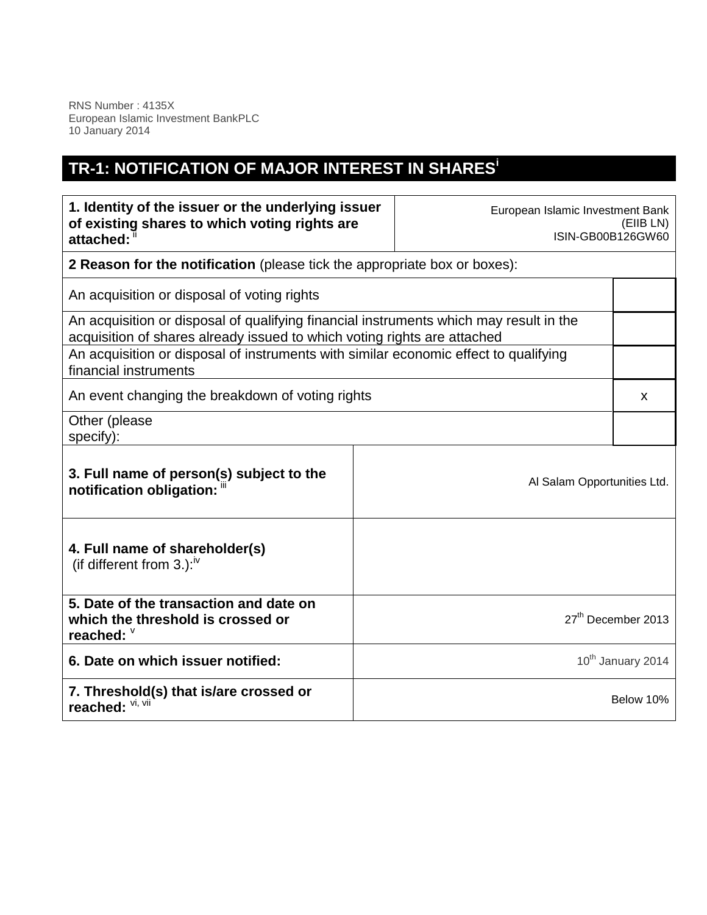RNS Number : 4135X
European Islamic Investment BankPLC
10 January 2014

# TR-1: NOTIFICATION OF MAJOR INTEREST IN SHARES[i]

| **1. Identity of the issuer or the underlying issuer of existing shares to which voting rights are attached:** [ii] | European Islamic Investment Bank (EIIB LN) ISIN-GB00B126GW60 |
|---|---|

**2 Reason for the notification** (please tick the appropriate box or boxes):

| | |
|---|---|
| An acquisition or disposal of voting rights | |
| An acquisition or disposal of qualifying financial instruments which may result in the acquisition of shares already issued to which voting rights are attached | |
| An acquisition or disposal of instruments with similar economic effect to qualifying financial instruments | |
| An event changing the breakdown of voting rights | x |
| Other (please specify): | |

| | |
|---|---|
| **3. Full name of person(s) subject to the notification obligation:** [iii] | Al Salam Opportunities Ltd. |
| **4. Full name of shareholder(s)** (if different from 3.):[iv] | |
| **5. Date of the transaction and date on which the threshold is crossed or reached:** [v] | 27th December 2013 |
| **6. Date on which issuer notified:** | 10th January 2014 |
| **7. Threshold(s) that is/are crossed or reached:** [vi, vii] | Below 10% |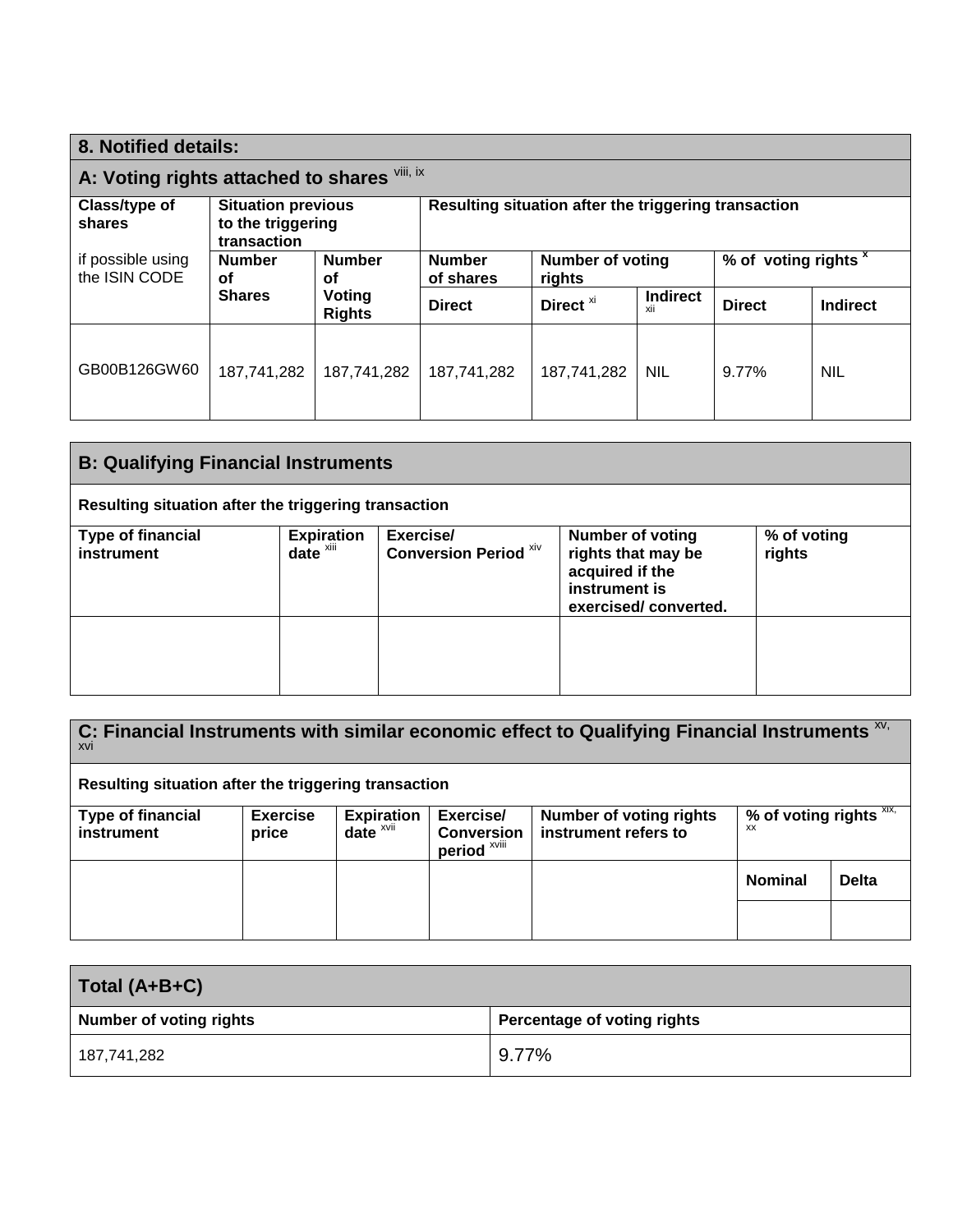## 8. Notified details:

### A: Voting rights attached to shares [viii, ix]

| Class/type of shares if possible using the ISIN CODE | Situation previous to the triggering transaction | | Resulting situation after the triggering transaction | | | | |
|---|---|---|---|---|---|---|---|
| | Number of Shares | Number of Voting Rights | Number of shares | Number of voting rights | | % of voting rights [x] | |
| | | | Direct | Direct [xi] | Indirect [xii] | Direct | Indirect |
| GB00B126GW60 | 187,741,282 | 187,741,282 | 187,741,282 | 187,741,282 | NIL | 9.77% | NIL |

### B: Qualifying Financial Instruments

**Resulting situation after the triggering transaction**

| Type of financial instrument | Expiration date [xiii] | Exercise/ Conversion Period [xiv] | Number of voting rights that may be acquired if the instrument is exercised/ converted. | % of voting rights |
|---|---|---|---|---|
| | | | | |

### C: Financial Instruments with similar economic effect to Qualifying Financial Instruments [xv, xvi]

**Resulting situation after the triggering transaction**

| Type of financial instrument | Exercise price | Expiration date [xvii] | Exercise/ Conversion period [xviii] | Number of voting rights instrument refers to | % of voting rights [xix, xx] | |
|---|---|---|---|---|---|---|
| | | | | | Nominal | Delta |
| | | | | | | |

### Total (A+B+C)

| Number of voting rights | Percentage of voting rights |
|---|---|
| 187,741,282 | 9.77% |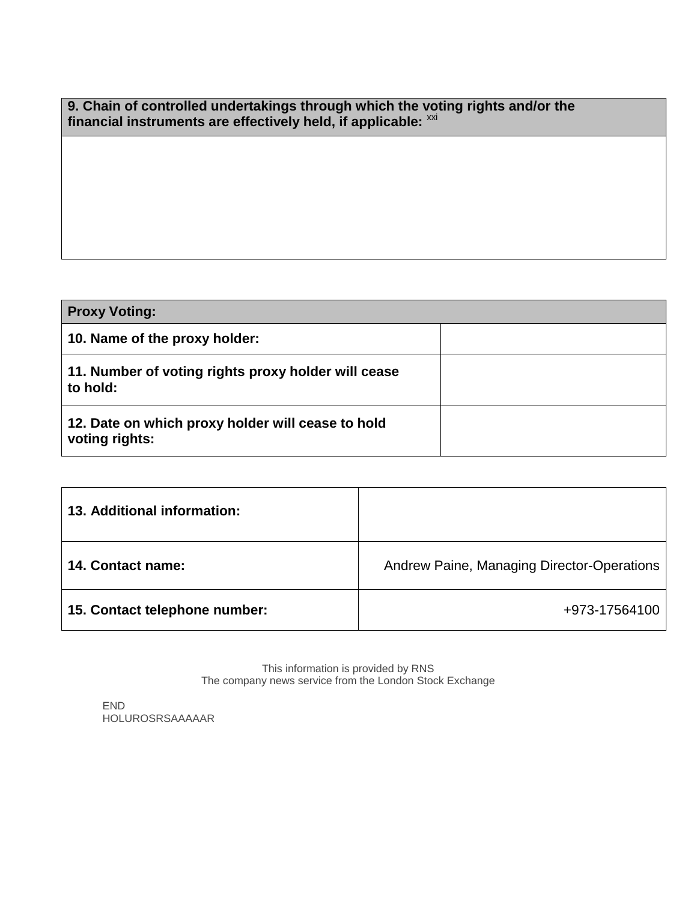| 9. Chain of controlled undertakings through which the voting rights and/or the financial instruments are effectively held, if applicable: [xxi] |
| --- |
| |

| Proxy Voting: | |
| --- | --- |
| 10. Name of the proxy holder: | |
| 11. Number of voting rights proxy holder will cease to hold: | |
| 12. Date on which proxy holder will cease to hold voting rights: | |

| | |
| --- | --- |
| 13. Additional information: | |
| 14. Contact name: | Andrew Paine, Managing Director-Operations |
| 15. Contact telephone number: | +973-17564100 |

This information is provided by RNS
The company news service from the London Stock Exchange

END
HOLUROSRSAAAAAR